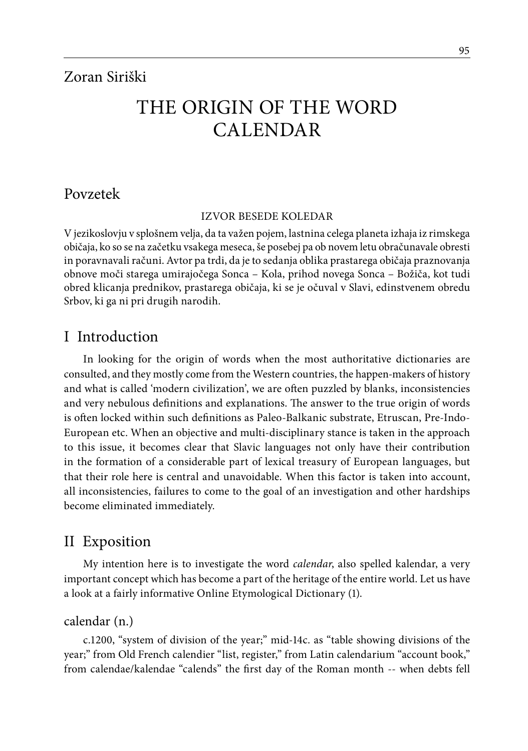Zoran Siriški

# THE ORIGIN OF THE WORD CALENDAR

## Povzetek

IZVOR BESEDE KOLEDAR

V jezikoslovju v splošnem velja, da ta važen pojem, lastnina celega planeta izhaja iz rimskega običaja, ko so se na začetku vsakega meseca, še posebej pa ob novem letu obračunavale obresti in poravnavali računi. Avtor pa trdi, da je to sedanja oblika prastarega običaja praznovanja obnove moči starega umirajočega Sonca – Kola, prihod novega Sonca – Božiča, kot tudi obred klicanja prednikov, prastarega običaja, ki se je očuval v Slavi, edinstvenem obredu Srbov, ki ga ni pri drugih narodih.

## I Introduction

In looking for the origin of words when the most authoritative dictionaries are consulted, and they mostly come from the Western countries, the happen-makers of history and what is called 'modern civilization', we are often puzzled by blanks, inconsistencies and very nebulous definitions and explanations. The answer to the true origin of words is often locked within such definitions as Paleo-Balkanic substrate, Etruscan, Pre-Indo-European etc. When an objective and multi-disciplinary stance is taken in the approach to this issue, it becomes clear that Slavic languages not only have their contribution in the formation of a considerable part of lexical treasury of European languages, but that their role here is central and unavoidable. When this factor is taken into account, all inconsistencies, failures to come to the goal of an investigation and other hardships become eliminated immediately.

## II Exposition

My intention here is to investigate the word *calendar*, also spelled kalendar, a very important concept which has become a part of the heritage of the entire world. Let us have a look at a fairly informative Online Etymological Dictionary (1).

### calendar (n.)

c.1200, "system of division of the year;" mid-14c. as "table showing divisions of the year;" from Old French calendier "list, register," from Latin calendarium "account book," from calendae/kalendae "calends" the first day of the Roman month -- when debts fell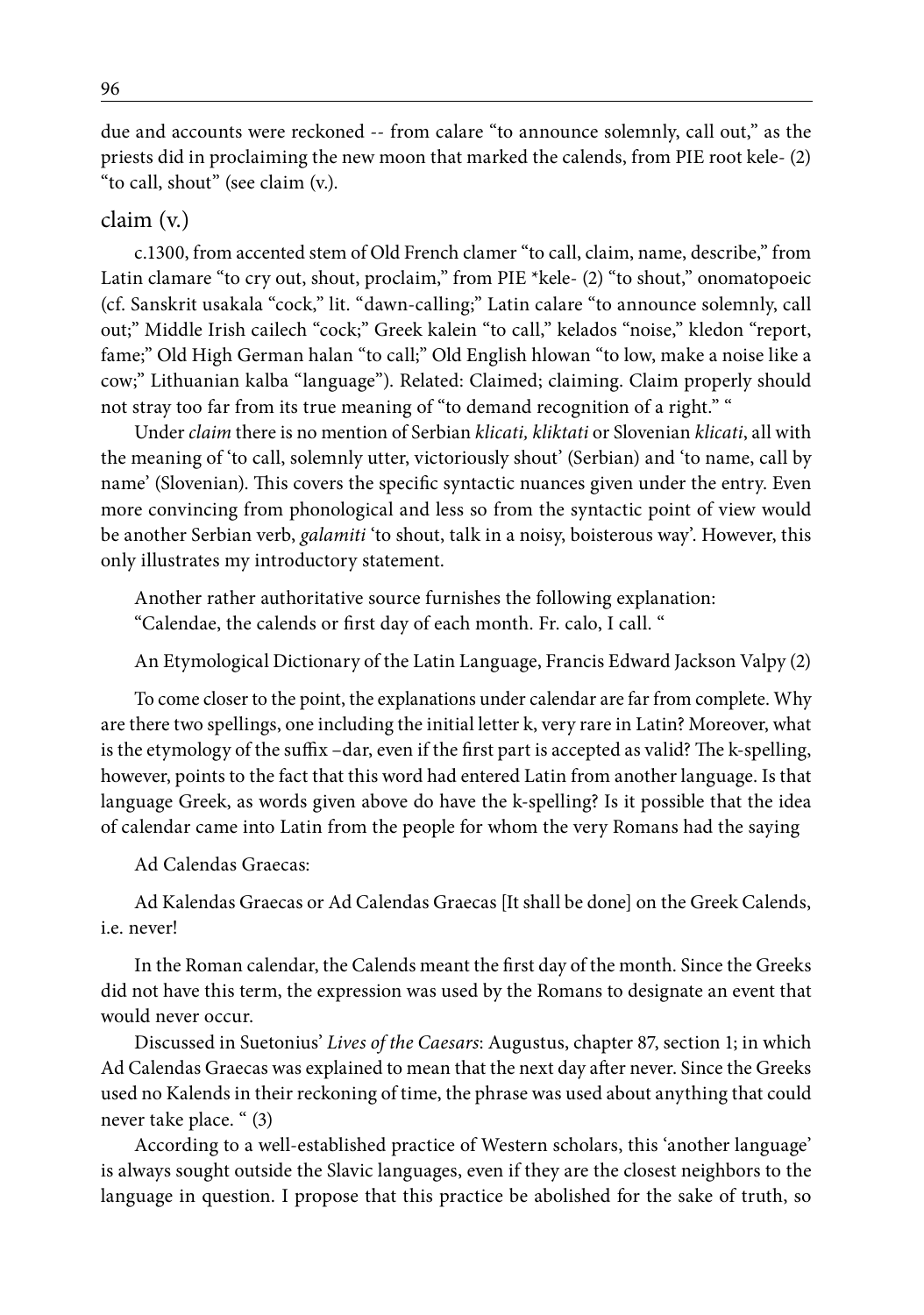due and accounts were reckoned -- from calare "to announce solemnly, call out," as the priests did in proclaiming the new moon that marked the calends, from PIE root kele- (2) "to call, shout" (see claim (v.).

## claim (v.)

c.1300, from accented stem of Old French clamer "to call, claim, name, describe," from Latin clamare "to cry out, shout, proclaim," from PIE *kele- (2) "to shout," onomatopoeic (cf. Sanskrit usakala "cock," lit. "dawn-calling;" Latin calare "to announce solemnly, call out;" Middle Irish cailech "cock;" Greek kalein "to call," kelados "noise," kledon "report, fame;" Old High German halan "to call;" Old English hlowan "to low, make a noise like a cow;" Lithuanian kalba "language"). Related: Claimed; claiming. Claim properly should not stray too far from its true meaning of "to demand recognition of a right." "

Under *claim* there is no mention of Serbian *klicati, kliktati* or Slovenian *klicati*, all with the meaning of 'to call, solemnly utter, victoriously shout' (Serbian) and 'to name, call by name' (Slovenian). This covers the specific syntactic nuances given under the entry. Even more convincing from phonological and less so from the syntactic point of view would be another Serbian verb, *galamiti* 'to shout, talk in a noisy, boisterous way'. However, this only illustrates my introductory statement.

Another rather authoritative source furnishes the following explanation:
"Calendae, the calends or first day of each month. Fr. calo, I call. "

An Etymological Dictionary of the Latin Language, Francis Edward Jackson Valpy (2)

To come closer to the point, the explanations under calendar are far from complete. Why are there two spellings, one including the initial letter k, very rare in Latin? Moreover, what is the etymology of the suffix –dar, even if the first part is accepted as valid? The k-spelling, however, points to the fact that this word had entered Latin from another language. Is that language Greek, as words given above do have the k-spelling? Is it possible that the idea of calendar came into Latin from the people for whom the very Romans had the saying

Ad Calendas Graecas:

Ad Kalendas Graecas or Ad Calendas Graecas [It shall be done] on the Greek Calends, i.e. never!

In the Roman calendar, the Calends meant the first day of the month. Since the Greeks did not have this term, the expression was used by the Romans to designate an event that would never occur.

Discussed in Suetonius' *Lives of the Caesars*: Augustus, chapter 87, section 1; in which Ad Calendas Graecas was explained to mean that the next day after never. Since the Greeks used no Kalends in their reckoning of time, the phrase was used about anything that could never take place. " (3)

According to a well-established practice of Western scholars, this 'another language' is always sought outside the Slavic languages, even if they are the closest neighbors to the language in question. I propose that this practice be abolished for the sake of truth, so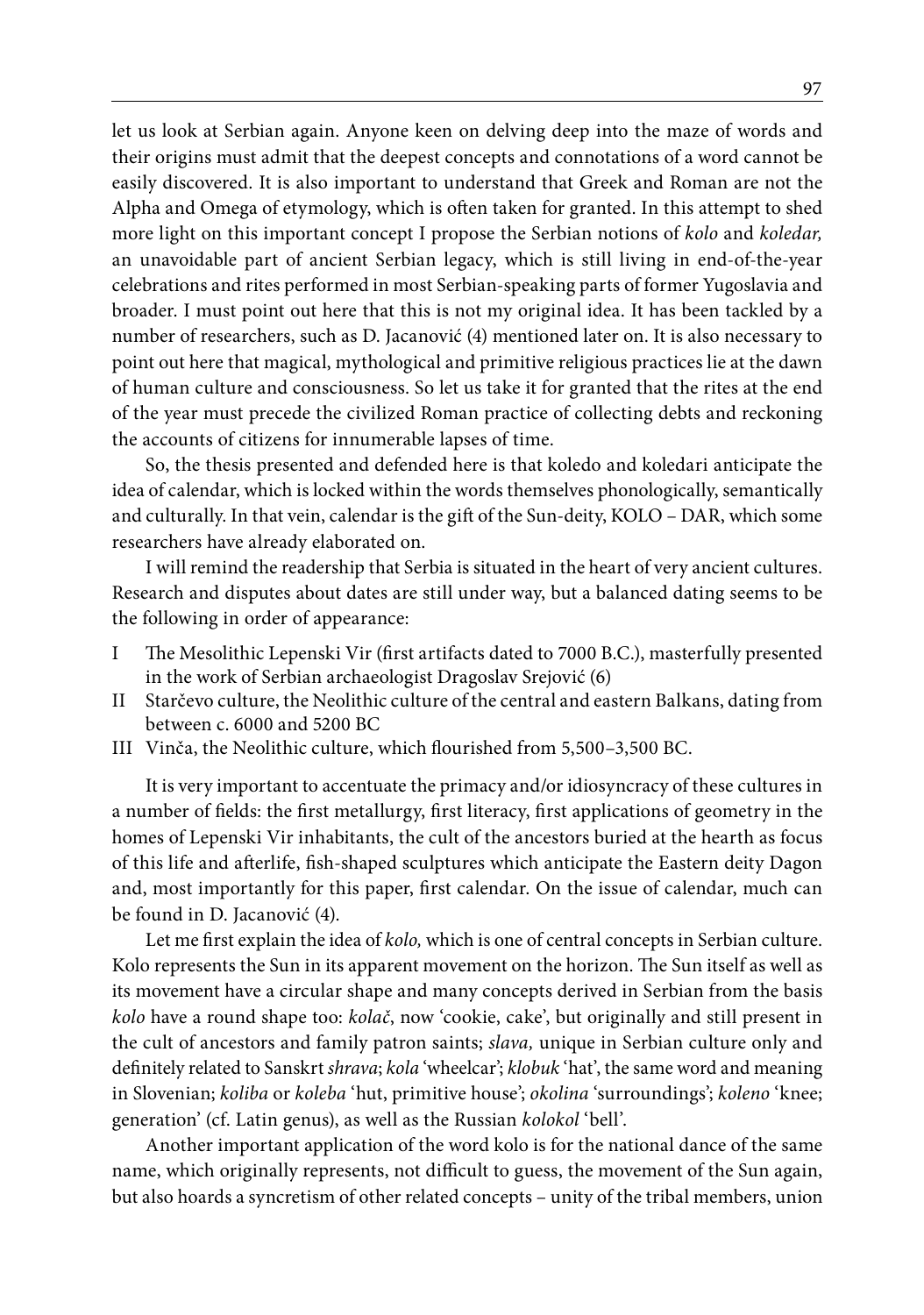let us look at Serbian again. Anyone keen on delving deep into the maze of words and their origins must admit that the deepest concepts and connotations of a word cannot be easily discovered. It is also important to understand that Greek and Roman are not the Alpha and Omega of etymology, which is often taken for granted. In this attempt to shed more light on this important concept I propose the Serbian notions of *kolo* and *koledar,* an unavoidable part of ancient Serbian legacy, which is still living in end-of-the-year celebrations and rites performed in most Serbian-speaking parts of former Yugoslavia and broader. I must point out here that this is not my original idea. It has been tackled by a number of researchers, such as D. Jacanović (4) mentioned later on. It is also necessary to point out here that magical, mythological and primitive religious practices lie at the dawn of human culture and consciousness. So let us take it for granted that the rites at the end of the year must precede the civilized Roman practice of collecting debts and reckoning the accounts of citizens for innumerable lapses of time.

So, the thesis presented and defended here is that koledo and koledari anticipate the idea of calendar, which is locked within the words themselves phonologically, semantically and culturally. In that vein, calendar is the gift of the Sun-deity, KOLO – DAR, which some researchers have already elaborated on.

I will remind the readership that Serbia is situated in the heart of very ancient cultures. Research and disputes about dates are still under way, but a balanced dating seems to be the following in order of appearance:

I The Mesolithic Lepenski Vir (first artifacts dated to 7000 B.C.), masterfully presented in the work of Serbian archaeologist Dragoslav Srejović (6)
II Starčevo culture, the Neolithic culture of the central and eastern Balkans, dating from between c. 6000 and 5200 BC
III Vinča, the Neolithic culture, which flourished from 5,500–3,500 BC.

It is very important to accentuate the primacy and/or idiosyncracy of these cultures in a number of fields: the first metallurgy, first literacy, first applications of geometry in the homes of Lepenski Vir inhabitants, the cult of the ancestors buried at the hearth as focus of this life and afterlife, fish-shaped sculptures which anticipate the Eastern deity Dagon and, most importantly for this paper, first calendar. On the issue of calendar, much can be found in D. Jacanović (4).

Let me first explain the idea of *kolo,* which is one of central concepts in Serbian culture. Kolo represents the Sun in its apparent movement on the horizon. The Sun itself as well as its movement have a circular shape and many concepts derived in Serbian from the basis *kolo* have a round shape too: *kolač*, now 'cookie, cake', but originally and still present in the cult of ancestors and family patron saints; *slava,* unique in Serbian culture only and definitely related to Sanskrt *shrava*; *kola* 'wheelcar'; *klobuk* 'hat', the same word and meaning in Slovenian; *koliba* or *koleba* 'hut, primitive house'; *okolina* 'surroundings'; *koleno* 'knee; generation' (cf. Latin genus), as well as the Russian *kolokol* 'bell'.

Another important application of the word kolo is for the national dance of the same name, which originally represents, not difficult to guess, the movement of the Sun again, but also hoards a syncretism of other related concepts – unity of the tribal members, union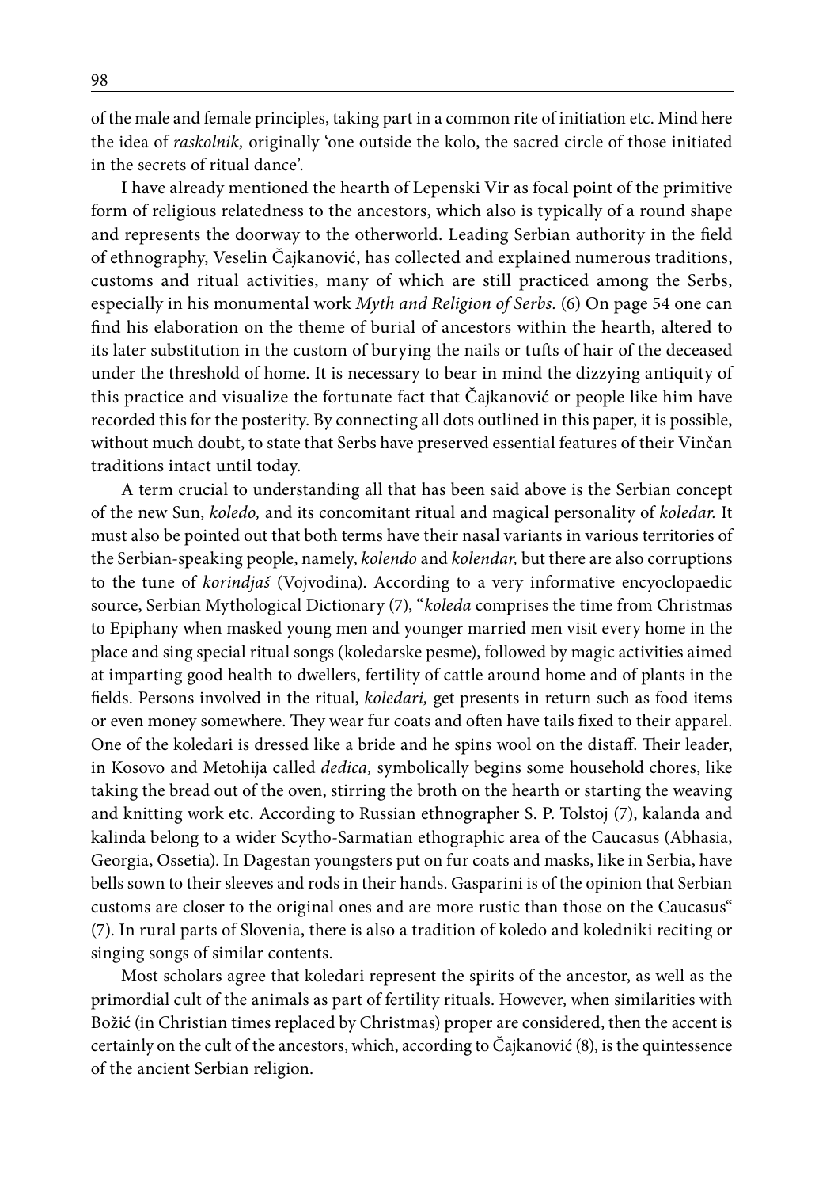of the male and female principles, taking part in a common rite of initiation etc. Mind here the idea of *raskolnik,* originally 'one outside the kolo, the sacred circle of those initiated in the secrets of ritual dance'.

I have already mentioned the hearth of Lepenski Vir as focal point of the primitive form of religious relatedness to the ancestors, which also is typically of a round shape and represents the doorway to the otherworld. Leading Serbian authority in the field of ethnography, Veselin Čajkanović, has collected and explained numerous traditions, customs and ritual activities, many of which are still practiced among the Serbs, especially in his monumental work *Myth and Religion of Serbs.* (6) On page 54 one can find his elaboration on the theme of burial of ancestors within the hearth, altered to its later substitution in the custom of burying the nails or tufts of hair of the deceased under the threshold of home. It is necessary to bear in mind the dizzying antiquity of this practice and visualize the fortunate fact that Čajkanović or people like him have recorded this for the posterity. By connecting all dots outlined in this paper, it is possible, without much doubt, to state that Serbs have preserved essential features of their Vinčan traditions intact until today.

A term crucial to understanding all that has been said above is the Serbian concept of the new Sun, *koledo,* and its concomitant ritual and magical personality of *koledar.* It must also be pointed out that both terms have their nasal variants in various territories of the Serbian-speaking people, namely, *kolendo* and *kolendar,* but there are also corruptions to the tune of *korindjaš* (Vojvodina). According to a very informative encyoclopaedic source, Serbian Mythological Dictionary (7), "*koleda* comprises the time from Christmas to Epiphany when masked young men and younger married men visit every home in the place and sing special ritual songs (koledarske pesme), followed by magic activities aimed at imparting good health to dwellers, fertility of cattle around home and of plants in the fields. Persons involved in the ritual, *koledari,* get presents in return such as food items or even money somewhere. They wear fur coats and often have tails fixed to their apparel. One of the koledari is dressed like a bride and he spins wool on the distaff. Their leader, in Kosovo and Metohija called *dedica,* symbolically begins some household chores, like taking the bread out of the oven, stirring the broth on the hearth or starting the weaving and knitting work etc. According to Russian ethnographer S. P. Tolstoj (7), kalanda and kalinda belong to a wider Scytho-Sarmatian ethographic area of the Caucasus (Abhasia, Georgia, Ossetia). In Dagestan youngsters put on fur coats and masks, like in Serbia, have bells sown to their sleeves and rods in their hands. Gasparini is of the opinion that Serbian customs are closer to the original ones and are more rustic than those on the Caucasus" (7). In rural parts of Slovenia, there is also a tradition of koledo and koledniki reciting or singing songs of similar contents.

Most scholars agree that koledari represent the spirits of the ancestor, as well as the primordial cult of the animals as part of fertility rituals. However, when similarities with Božić (in Christian times replaced by Christmas) proper are considered, then the accent is certainly on the cult of the ancestors, which, according to Čajkanović (8), is the quintessence of the ancient Serbian religion.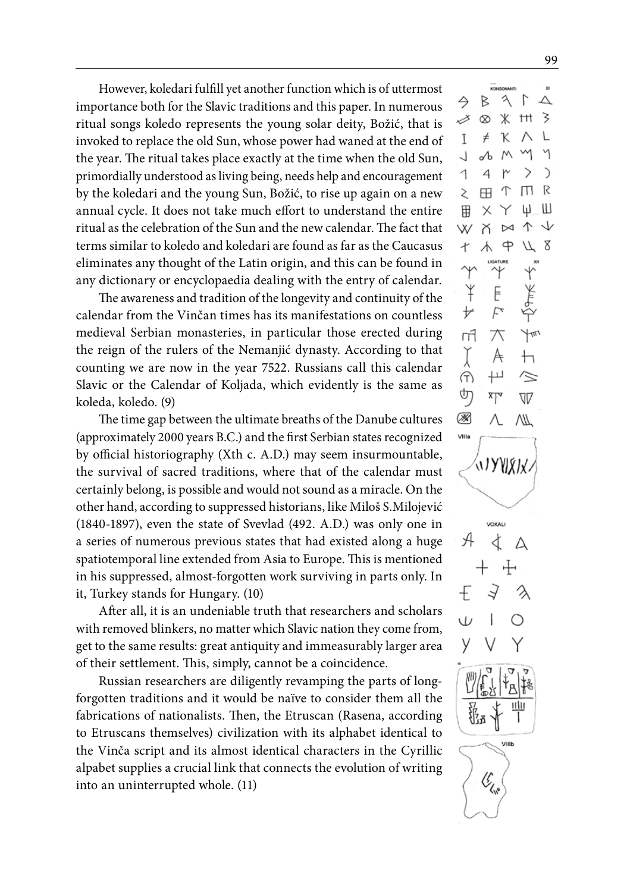However, koledari fulfill yet another function which is of uttermost importance both for the Slavic traditions and this paper. In numerous ritual songs koledo represents the young solar deity, Božić, that is invoked to replace the old Sun, whose power had waned at the end of the year. The ritual takes place exactly at the time when the old Sun, primordially understood as living being, needs help and encouragement by the koledari and the young Sun, Božić, to rise up again on a new annual cycle. It does not take much effort to understand the entire ritual as the celebration of the Sun and the new calendar. The fact that terms similar to koledo and koledari are found as far as the Caucasus eliminates any thought of the Latin origin, and this can be found in any dictionary or encyclopaedia dealing with the entry of calendar.

The awareness and tradition of the longevity and continuity of the calendar from the Vinčan times has its manifestations on countless medieval Serbian monasteries, in particular those erected during the reign of the rulers of the Nemanjić dynasty. According to that counting we are now in the year 7522. Russians call this calendar Slavic or the Calendar of Koljada, which evidently is the same as koleda, koledo. (9)

The time gap between the ultimate breaths of the Danube cultures (approximately 2000 years B.C.) and the first Serbian states recognized by official historiography (Xth c. A.D.) may seem insurmountable, the survival of sacred traditions, where that of the calendar must certainly belong, is possible and would not sound as a miracle. On the other hand, according to suppressed historians, like Miloš S.Milojević (1840-1897), even the state of Svevlad (492. A.D.) was only one in a series of numerous previous states that had existed along a huge spatiotemporal line extended from Asia to Europe. This is mentioned in his suppressed, almost-forgotten work surviving in parts only. In it, Turkey stands for Hungary. (10)

After all, it is an undeniable truth that researchers and scholars with removed blinkers, no matter which Slavic nation they come from, get to the same results: great antiquity and immeasurably larger area of their settlement. This, simply, cannot be a coincidence.

Russian researchers are diligently revamping the parts of long-forgotten traditions and it would be naïve to consider them all the fabrications of nationalists. Then, the Etruscan (Rasena, according to Etruscans themselves) civilization with its alphabet identical to the Vinča script and its almost identical characters in the Cyrillic alpabet supplies a crucial link that connects the evolution of writing into an uninterrupted whole. (11)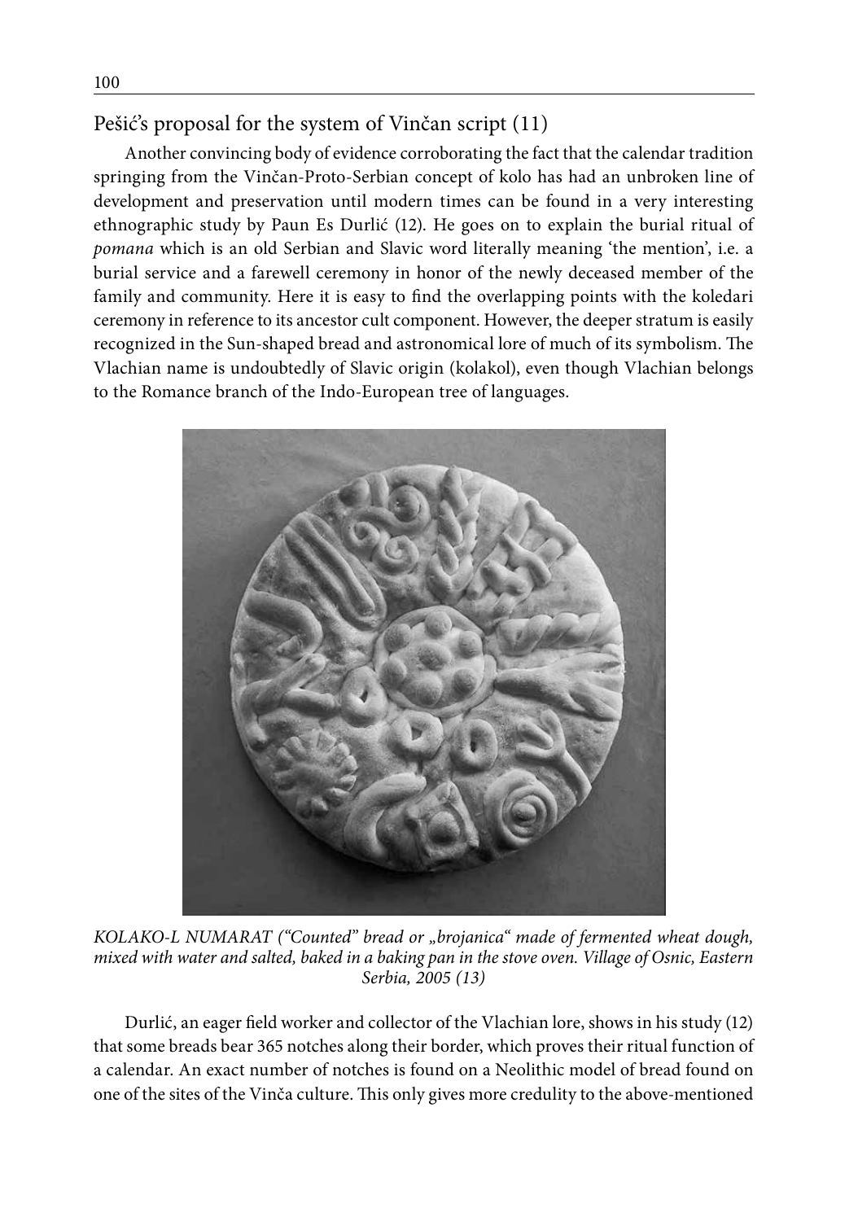## Pešić's proposal for the system of Vinčan script (11)

Another convincing body of evidence corroborating the fact that the calendar tradition springing from the Vinčan-Proto-Serbian concept of kolo has had an unbroken line of development and preservation until modern times can be found in a very interesting ethnographic study by Paun Es Durlić (12). He goes on to explain the burial ritual of *pomana* which is an old Serbian and Slavic word literally meaning 'the mention', i.e. a burial service and a farewell ceremony in honor of the newly deceased member of the family and community. Here it is easy to find the overlapping points with the koledari ceremony in reference to its ancestor cult component. However, the deeper stratum is easily recognized in the Sun-shaped bread and astronomical lore of much of its symbolism. The Vlachian name is undoubtedly of Slavic origin (kolakol), even though Vlachian belongs to the Romance branch of the Indo-European tree of languages.

*KOLAKO-L NUMARAT ("Counted" bread or „brojanica" made of fermented wheat dough, mixed with water and salted, baked in a baking pan in the stove oven. Village of Osnic, Eastern Serbia, 2005 (13)*

Durlić, an eager field worker and collector of the Vlachian lore, shows in his study (12) that some breads bear 365 notches along their border, which proves their ritual function of a calendar. An exact number of notches is found on a Neolithic model of bread found on one of the sites of the Vinča culture. This only gives more credulity to the above-mentioned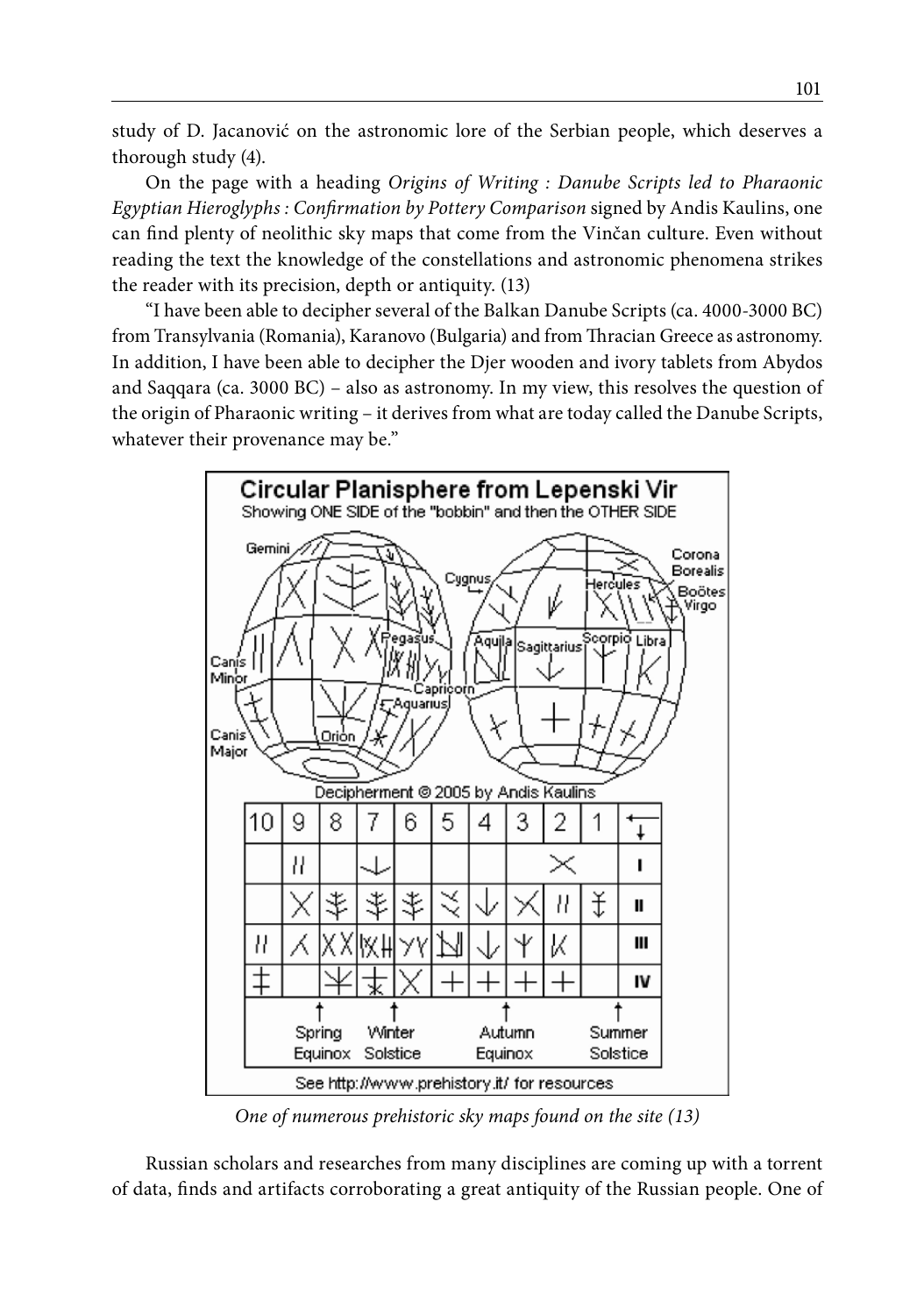study of D. Jacanović on the astronomic lore of the Serbian people, which deserves a thorough study (4).

On the page with a heading *Origins of Writing : Danube Scripts led to Pharaonic Egyptian Hieroglyphs : Confirmation by Pottery Comparison* signed by Andis Kaulins, one can find plenty of neolithic sky maps that come from the Vinčan culture. Even without reading the text the knowledge of the constellations and astronomic phenomena strikes the reader with its precision, depth or antiquity. (13)

"I have been able to decipher several of the Balkan Danube Scripts (ca. 4000-3000 BC) from Transylvania (Romania), Karanovo (Bulgaria) and from Thracian Greece as astronomy. In addition, I have been able to decipher the Djer wooden and ivory tablets from Abydos and Saqqara (ca. 3000 BC) – also as astronomy. In my view, this resolves the question of the origin of Pharaonic writing – it derives from what are today called the Danube Scripts, whatever their provenance may be."

*One of numerous prehistoric sky maps found on the site (13)*

Russian scholars and researches from many disciplines are coming up with a torrent of data, finds and artifacts corroborating a great antiquity of the Russian people. One of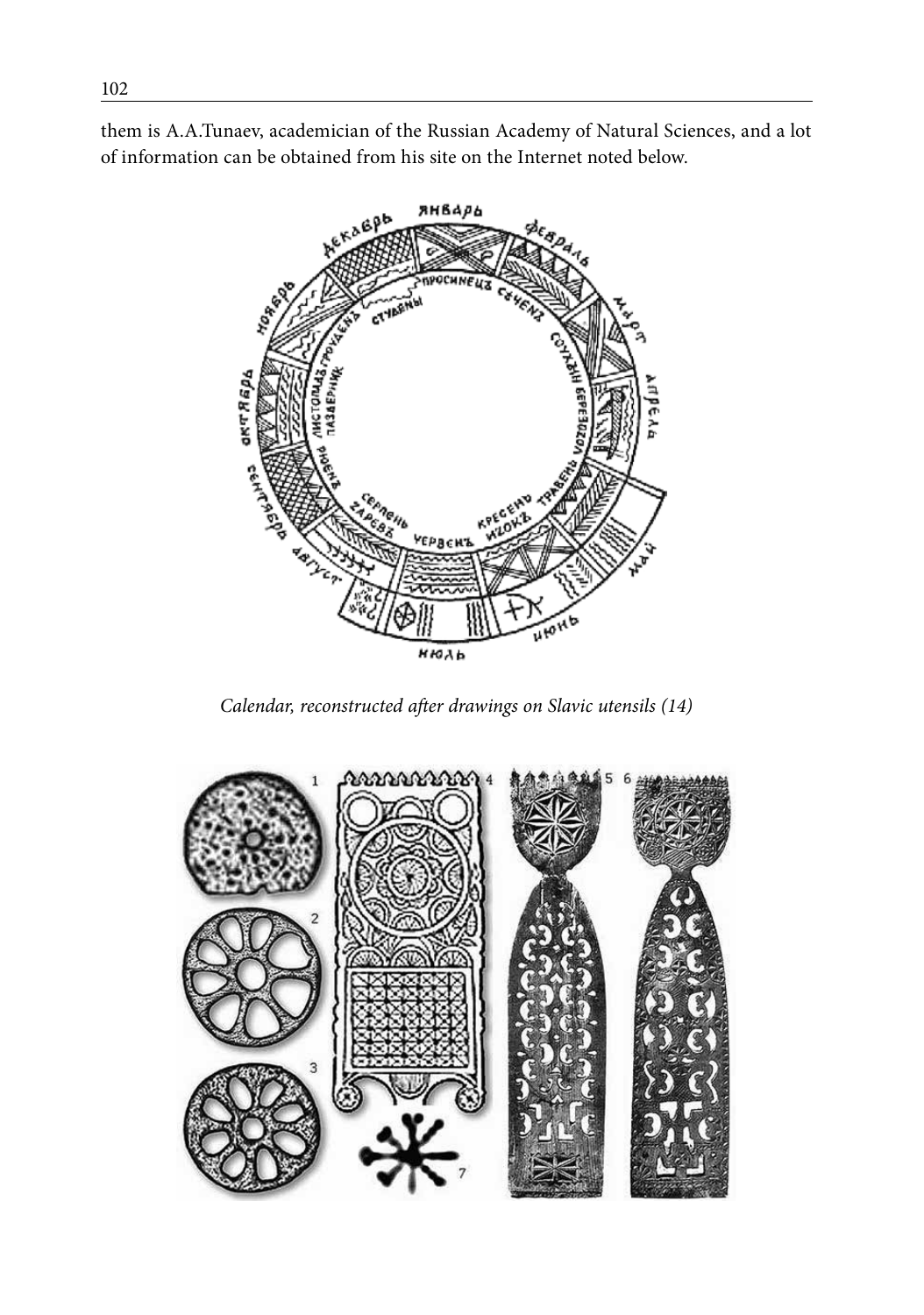them is A.A.Tunaev, academician of the Russian Academy of Natural Sciences, and a lot of information can be obtained from his site on the Internet noted below.

*Calendar, reconstructed after drawings on Slavic utensils (14)*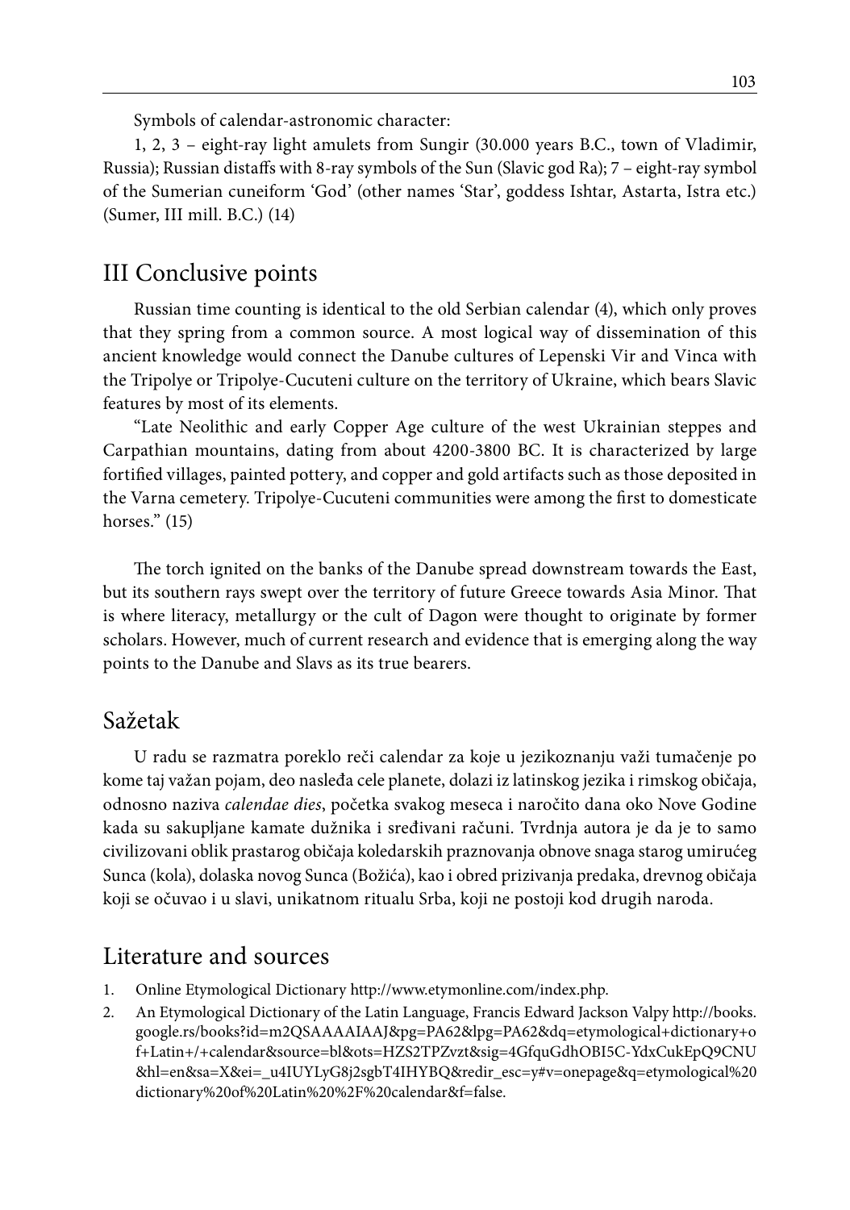Symbols of calendar-astronomic character:

1, 2, 3 – eight-ray light amulets from Sungir (30.000 years B.C., town of Vladimir, Russia); Russian distaffs with 8-ray symbols of the Sun (Slavic god Ra); 7 – eight-ray symbol of the Sumerian cuneiform 'God' (other names 'Star', goddess Ishtar, Astarta, Istra etc.) (Sumer, III mill. B.C.) (14)

## III Conclusive points

Russian time counting is identical to the old Serbian calendar (4), which only proves that they spring from a common source. A most logical way of dissemination of this ancient knowledge would connect the Danube cultures of Lepenski Vir and Vinca with the Tripolye or Tripolye-Cucuteni culture on the territory of Ukraine, which bears Slavic features by most of its elements.

"Late Neolithic and early Copper Age culture of the west Ukrainian steppes and Carpathian mountains, dating from about 4200-3800 BC. It is characterized by large fortified villages, painted pottery, and copper and gold artifacts such as those deposited in the Varna cemetery. Tripolye-Cucuteni communities were among the first to domesticate horses." (15)

The torch ignited on the banks of the Danube spread downstream towards the East, but its southern rays swept over the territory of future Greece towards Asia Minor. That is where literacy, metallurgy or the cult of Dagon were thought to originate by former scholars. However, much of current research and evidence that is emerging along the way points to the Danube and Slavs as its true bearers.

## Sažetak

U radu se razmatra poreklo reči calendar za koje u jezikoznanju važi tumačenje po kome taj važan pojam, deo nasleđa cele planete, dolazi iz latinskog jezika i rimskog običaja, odnosno naziva *calendae dies*, početka svakog meseca i naročito dana oko Nove Godine kada su sakupljane kamate dužnika i sređivani računi. Tvrdnja autora je da je to samo civilizovani oblik prastarog običaja koledarskih praznovanja obnove snaga starog umirućeg Sunca (kola), dolaska novog Sunca (Božića), kao i obred prizivanja predaka, drevnog običaja koji se očuvao i u slavi, unikatnom ritualu Srba, koji ne postoji kod drugih naroda.

## Literature and sources

1. Online Etymological Dictionary http://www.etymonline.com/index.php.
2. An Etymological Dictionary of the Latin Language, Francis Edward Jackson Valpy http://books.google.rs/books?id=m2QSAAAAIAAJ&pg=PA62&lpg=PA62&dq=etymological+dictionary+of+Latin+/+calendar&source=bl&ots=HZS2TPZvzt&sig=4GfquGdhOBI5C-YdxCukEpQ9CNU&hl=en&sa=X&ei=_u4IUYLyG8j2sgbT4IHYBQ&redir_esc=y#v=onepage&q=etymological%20dictionary%20of%20Latin%20%2F%20calendar&f=false.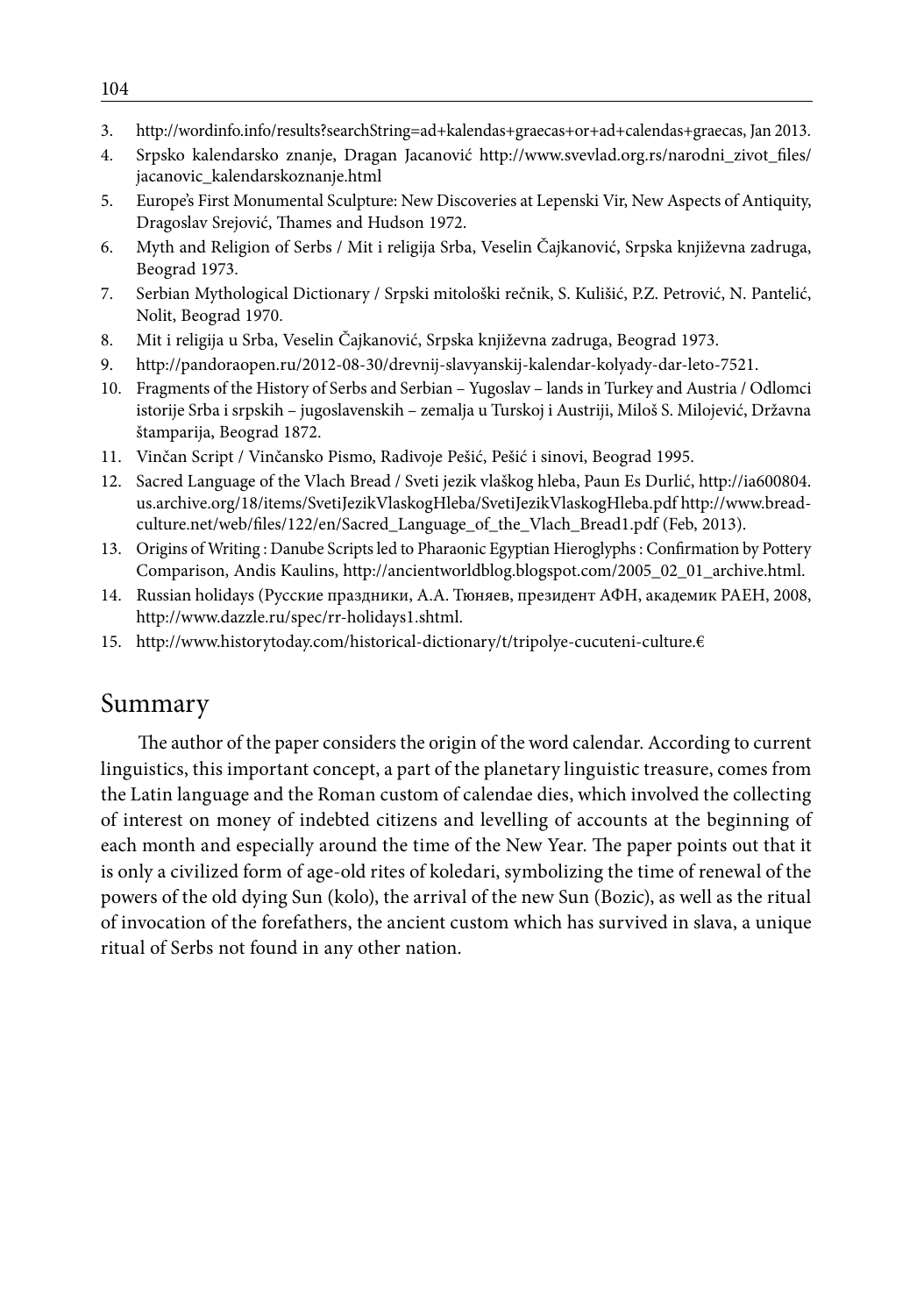3. http://wordinfo.info/results?searchString=ad+kalendas+graecas+or+ad+calendas+graecas, Jan 2013.
4. Srpsko kalendarsko znanje, Dragan Jacanović http://www.svevlad.org.rs/narodni_zivot_files/jacanovic_kalendarskoznanje.html
5. Europe's First Monumental Sculpture: New Discoveries at Lepenski Vir, New Aspects of Antiquity, Dragoslav Srejović, Thames and Hudson 1972.
6. Myth and Religion of Serbs / Mit i religija Srba, Veselin Čajkanović, Srpska književna zadruga, Beograd 1973.
7. Serbian Mythological Dictionary / Srpski mitološki rečnik, S. Kulišić, P.Z. Petrović, N. Pantelić, Nolit, Beograd 1970.
8. Mit i religija u Srba, Veselin Čajkanović, Srpska književna zadruga, Beograd 1973.
9. http://pandoraopen.ru/2012-08-30/drevnij-slavyanskij-kalendar-kolyady-dar-leto-7521.
10. Fragments of the History of Serbs and Serbian – Yugoslav – lands in Turkey and Austria / Odlomci istorije Srba i srpskih – jugoslavenskih – zemalja u Turskoj i Austriji, Miloš S. Milojević, Državna štamparija, Beograd 1872.
11. Vinčan Script / Vinčansko Pismo, Radivoje Pešić, Pešić i sinovi, Beograd 1995.
12. Sacred Language of the Vlach Bread / Sveti jezik vlaškog hleba, Paun Es Durlić, http://ia600804.us.archive.org/18/items/SvetiJezikVlaskogHleba/SvetiJezikVlaskogHleba.pdf http://www.bread-culture.net/web/files/122/en/Sacred_Language_of_the_Vlach_Bread1.pdf (Feb, 2013).
13. Origins of Writing : Danube Scripts led to Pharaonic Egyptian Hieroglyphs : Confirmation by Pottery Comparison, Andis Kaulins, http://ancientworldblog.blogspot.com/2005_02_01_archive.html.
14. Russian holidays (Русские праздники, А.А. Тюняев, президент АФН, академик РАЕН, 2008, http://www.dazzle.ru/spec/rr-holidays1.shtml.
15. http://www.historytoday.com/historical-dictionary/t/tripolye-cucuteni-culture.€

## Summary

The author of the paper considers the origin of the word calendar. According to current linguistics, this important concept, a part of the planetary linguistic treasure, comes from the Latin language and the Roman custom of calendae dies, which involved the collecting of interest on money of indebted citizens and levelling of accounts at the beginning of each month and especially around the time of the New Year. The paper points out that it is only a civilized form of age-old rites of koledari, symbolizing the time of renewal of the powers of the old dying Sun (kolo), the arrival of the new Sun (Bozic), as well as the ritual of invocation of the forefathers, the ancient custom which has survived in slava, a unique ritual of Serbs not found in any other nation.